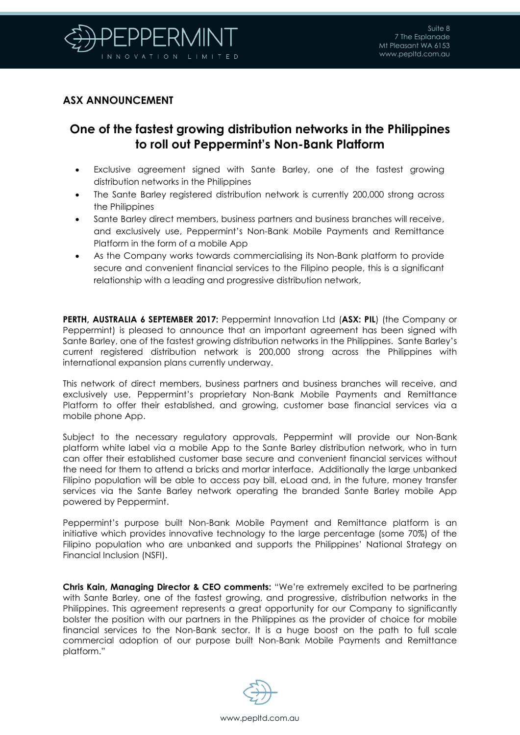## ASX ANNOUNCEMENT

# One of the fastest growing distribution networks in the Philippines to roll out Peppermint's Non-Bank Platform

- Exclusive agreement signed with Sante Barley, one of the fastest growing distribution networks in the Philippines
- The Sante Barley registered distribution network is currently 200,000 strong across the Philippines
- Sante Barley direct members, business partners and business branches will receive, and exclusively use, Peppermint's Non-Bank Mobile Payments and Remittance Platform in the form of a mobile App
- As the Company works towards commercialising its Non-Bank platform to provide secure and convenient financial services to the Filipino people, this is a significant relationship with a leading and progressive distribution network,

**PERTH, AUSTRALIA 6 SEPTEMBER 2017:** Peppermint Innovation Ltd (**ASX: PIL**) (the Company or Peppermint) is pleased to announce that an important agreement has been signed with Sante Barley, one of the fastest growing distribution networks in the Philippines. Sante Barley's current registered distribution network is 200,000 strong across the Philippines with international expansion plans currently underway.

This network of direct members, business partners and business branches will receive, and exclusively use, Peppermint's proprietary Non-Bank Mobile Payments and Remittance Platform to offer their established, and growing, customer base financial services via a mobile phone App.

Subject to the necessary regulatory approvals, Peppermint will provide our Non-Bank platform white label via a mobile App to the Sante Barley distribution network, who in turn can offer their established customer base secure and convenient financial services without the need for them to attend a bricks and mortar interface. Additionally the large unbanked Filipino population will be able to access pay bill, eLoad and, in the future, money transfer services via the Sante Barley network operating the branded Sante Barley mobile App powered by Peppermint.

Peppermint's purpose built Non-Bank Mobile Payment and Remittance platform is an initiative which provides innovative technology to the large percentage (some 70%) of the Filipino population who are unbanked and supports the Philippines' National Strategy on Financial Inclusion (NSFI).

**Chris Kain, Managing Director & CEO comments:** "We're extremely excited to be partnering with Sante Barley, one of the fastest growing, and progressive, distribution networks in the Philippines. This agreement represents a great opportunity for our Company to significantly bolster the position with our partners in the Philippines as the provider of choice for mobile financial services to the Non-Bank sector. It is a huge boost on the path to full scale commercial adoption of our purpose built Non-Bank Mobile Payments and Remittance platform."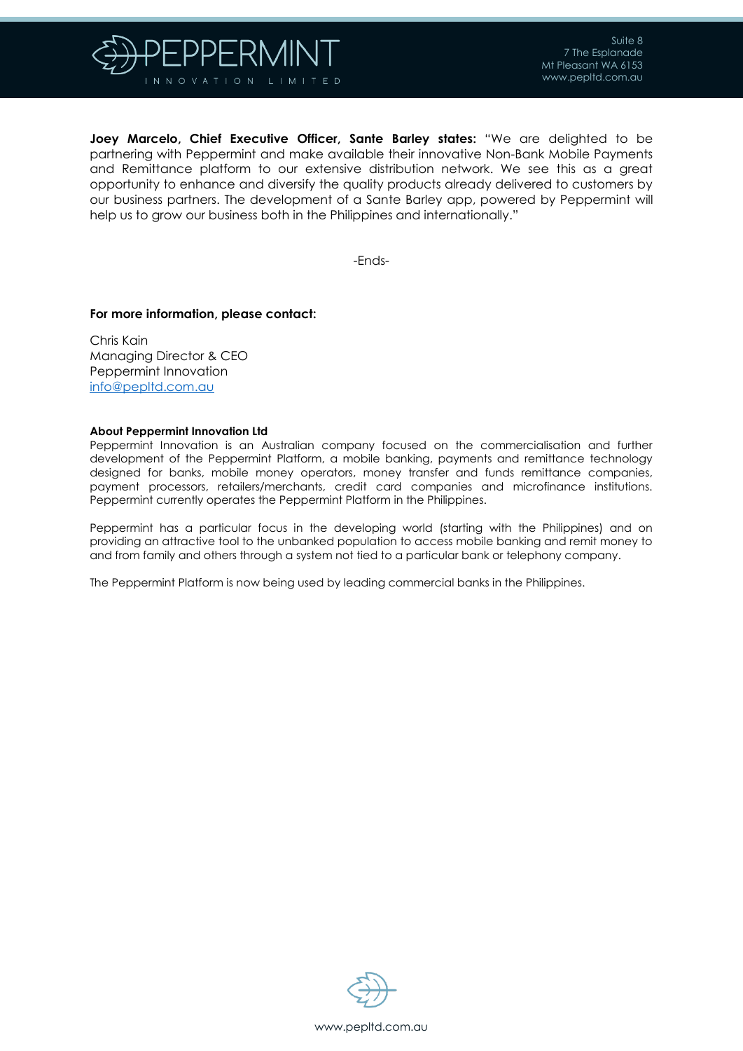**Joey Marcelo, Chief Executive Officer, Sante Barley states:** "We are delighted to be partnering with Peppermint and make available their innovative Non-Bank Mobile Payments and Remittance platform to our extensive distribution network. We see this as a great opportunity to enhance and diversify the quality products already delivered to customers by our business partners. The development of a Sante Barley app, powered by Peppermint will help us to grow our business both in the Philippines and internationally."

-Ends-

**For more information, please contact:**

Chris Kain
Managing Director & CEO
Peppermint Innovation
info@pepltd.com.au

**About Peppermint Innovation Ltd**

Peppermint Innovation is an Australian company focused on the commercialisation and further development of the Peppermint Platform, a mobile banking, payments and remittance technology designed for banks, mobile money operators, money transfer and funds remittance companies, payment processors, retailers/merchants, credit card companies and microfinance institutions. Peppermint currently operates the Peppermint Platform in the Philippines.

Peppermint has a particular focus in the developing world (starting with the Philippines) and on providing an attractive tool to the unbanked population to access mobile banking and remit money to and from family and others through a system not tied to a particular bank or telephony company.

The Peppermint Platform is now being used by leading commercial banks in the Philippines.